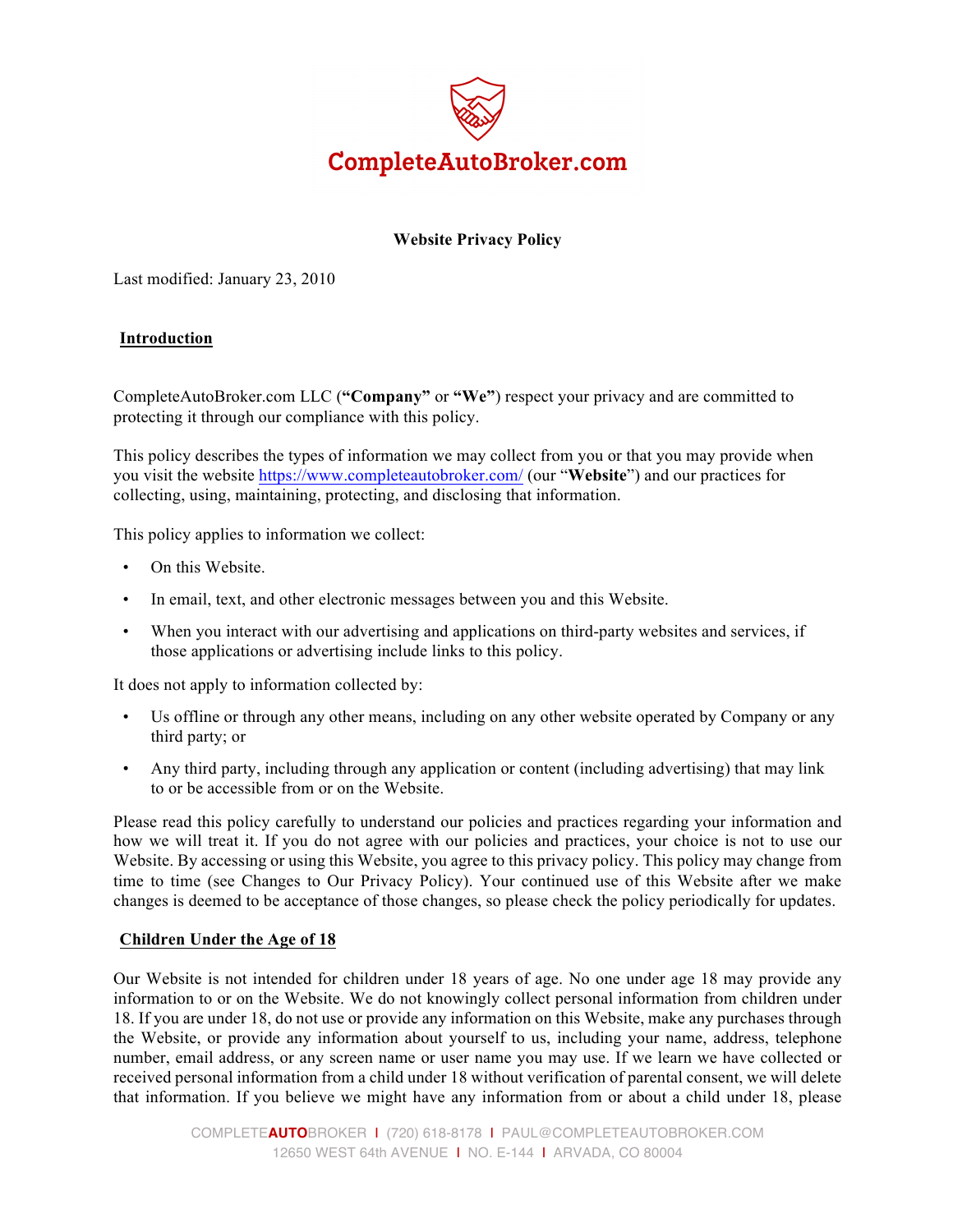CompleteAutoBroker.com

# Website Privacy Policy

Last modified: January 23, 2010

## Introduction

CompleteAutoBroker.com LLC (**"Company"** or **"We"**) respect your privacy and are committed to protecting it through our compliance with this policy.

This policy describes the types of information we may collect from you or that you may provide when you visit the website https://www.completeautobroker.com/ (our "**Website**") and our practices for collecting, using, maintaining, protecting, and disclosing that information.

This policy applies to information we collect:

- On this Website.
- In email, text, and other electronic messages between you and this Website.
- When you interact with our advertising and applications on third-party websites and services, if those applications or advertising include links to this policy.

It does not apply to information collected by:

- Us offline or through any other means, including on any other website operated by Company or any third party; or
- Any third party, including through any application or content (including advertising) that may link to or be accessible from or on the Website.

Please read this policy carefully to understand our policies and practices regarding your information and how we will treat it. If you do not agree with our policies and practices, your choice is not to use our Website. By accessing or using this Website, you agree to this privacy policy. This policy may change from time to time (see Changes to Our Privacy Policy). Your continued use of this Website after we make changes is deemed to be acceptance of those changes, so please check the policy periodically for updates.

## Children Under the Age of 18

Our Website is not intended for children under 18 years of age. No one under age 18 may provide any information to or on the Website. We do not knowingly collect personal information from children under 18. If you are under 18, do not use or provide any information on this Website, make any purchases through the Website, or provide any information about yourself to us, including your name, address, telephone number, email address, or any screen name or user name you may use. If we learn we have collected or received personal information from a child under 18 without verification of parental consent, we will delete that information. If you believe we might have any information from or about a child under 18, please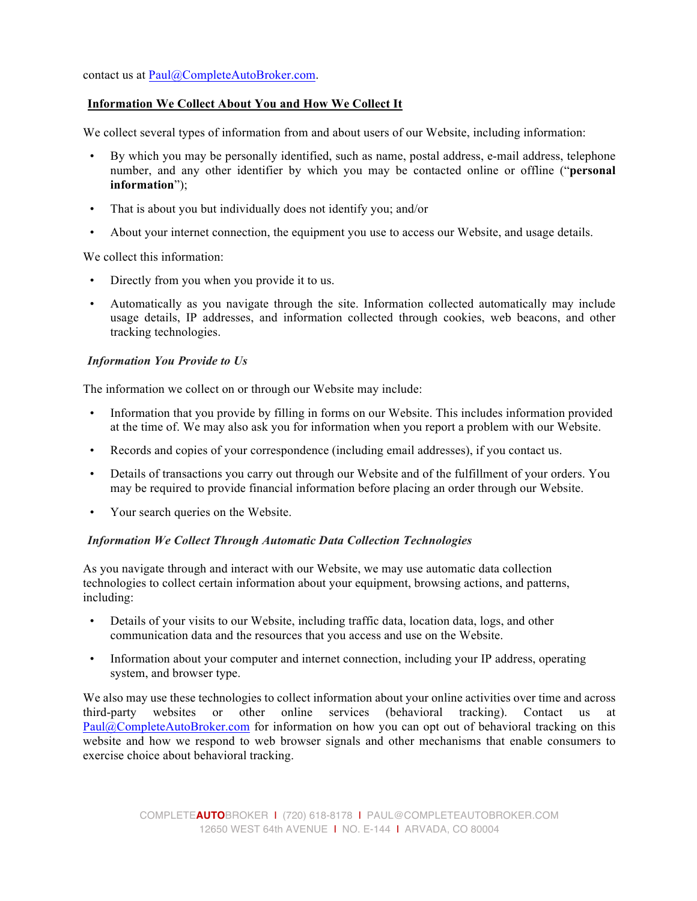contact us at Paul@CompleteAutoBroker.com.

## Information We Collect About You and How We Collect It

We collect several types of information from and about users of our Website, including information:

- By which you may be personally identified, such as name, postal address, e-mail address, telephone number, and any other identifier by which you may be contacted online or offline ("**personal information**");
- That is about you but individually does not identify you; and/or
- About your internet connection, the equipment you use to access our Website, and usage details.

We collect this information:

- Directly from you when you provide it to us.
- Automatically as you navigate through the site. Information collected automatically may include usage details, IP addresses, and information collected through cookies, web beacons, and other tracking technologies.

### *Information You Provide to Us*

The information we collect on or through our Website may include:

- Information that you provide by filling in forms on our Website. This includes information provided at the time of. We may also ask you for information when you report a problem with our Website.
- Records and copies of your correspondence (including email addresses), if you contact us.
- Details of transactions you carry out through our Website and of the fulfillment of your orders. You may be required to provide financial information before placing an order through our Website.
- Your search queries on the Website.

### *Information We Collect Through Automatic Data Collection Technologies*

As you navigate through and interact with our Website, we may use automatic data collection technologies to collect certain information about your equipment, browsing actions, and patterns, including:

- Details of your visits to our Website, including traffic data, location data, logs, and other communication data and the resources that you access and use on the Website.
- Information about your computer and internet connection, including your IP address, operating system, and browser type.

We also may use these technologies to collect information about your online activities over time and across third-party websites or other online services (behavioral tracking). Contact us at Paul@CompleteAutoBroker.com for information on how you can opt out of behavioral tracking on this website and how we respond to web browser signals and other mechanisms that enable consumers to exercise choice about behavioral tracking.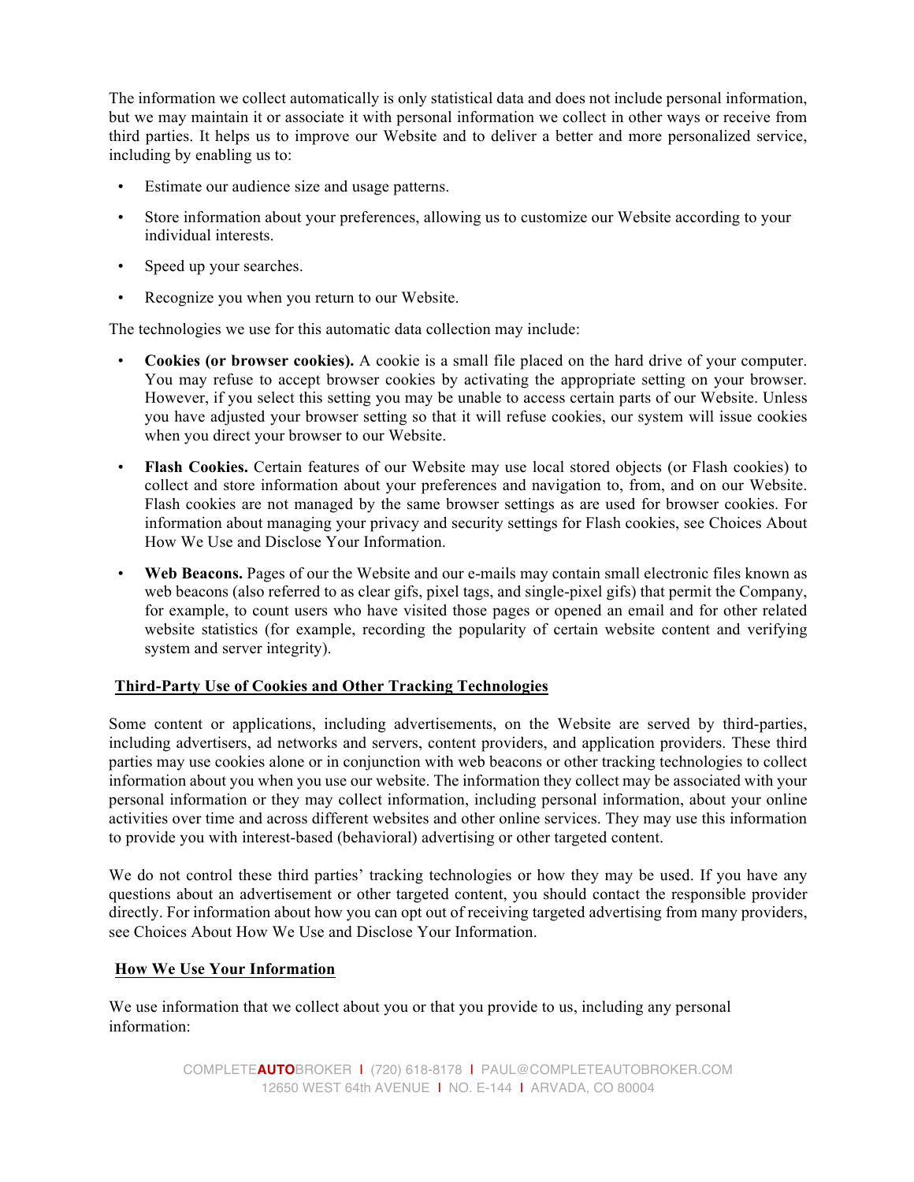The information we collect automatically is only statistical data and does not include personal information, but we may maintain it or associate it with personal information we collect in other ways or receive from third parties. It helps us to improve our Website and to deliver a better and more personalized service, including by enabling us to:

- Estimate our audience size and usage patterns.
- Store information about your preferences, allowing us to customize our Website according to your individual interests.
- Speed up your searches.
- Recognize you when you return to our Website.

The technologies we use for this automatic data collection may include:

- **Cookies (or browser cookies).** A cookie is a small file placed on the hard drive of your computer. You may refuse to accept browser cookies by activating the appropriate setting on your browser. However, if you select this setting you may be unable to access certain parts of our Website. Unless you have adjusted your browser setting so that it will refuse cookies, our system will issue cookies when you direct your browser to our Website.
- **Flash Cookies.** Certain features of our Website may use local stored objects (or Flash cookies) to collect and store information about your preferences and navigation to, from, and on our Website. Flash cookies are not managed by the same browser settings as are used for browser cookies. For information about managing your privacy and security settings for Flash cookies, see Choices About How We Use and Disclose Your Information.
- **Web Beacons.** Pages of our the Website and our e-mails may contain small electronic files known as web beacons (also referred to as clear gifs, pixel tags, and single-pixel gifs) that permit the Company, for example, to count users who have visited those pages or opened an email and for other related website statistics (for example, recording the popularity of certain website content and verifying system and server integrity).

## Third-Party Use of Cookies and Other Tracking Technologies

Some content or applications, including advertisements, on the Website are served by third-parties, including advertisers, ad networks and servers, content providers, and application providers. These third parties may use cookies alone or in conjunction with web beacons or other tracking technologies to collect information about you when you use our website. The information they collect may be associated with your personal information or they may collect information, including personal information, about your online activities over time and across different websites and other online services. They may use this information to provide you with interest-based (behavioral) advertising or other targeted content.

We do not control these third parties' tracking technologies or how they may be used. If you have any questions about an advertisement or other targeted content, you should contact the responsible provider directly. For information about how you can opt out of receiving targeted advertising from many providers, see Choices About How We Use and Disclose Your Information.

## How We Use Your Information

We use information that we collect about you or that you provide to us, including any personal information: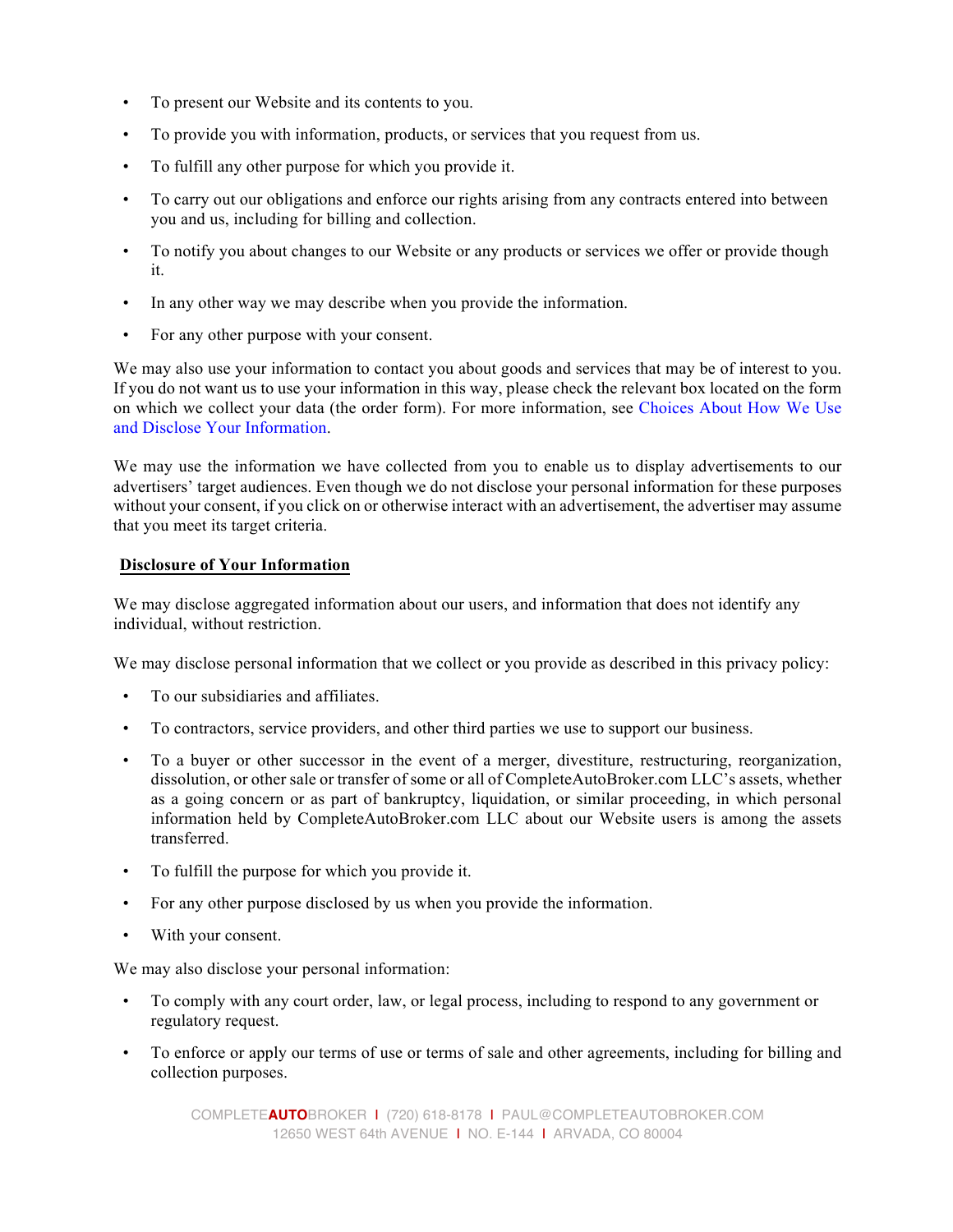- To present our Website and its contents to you.
- To provide you with information, products, or services that you request from us.
- To fulfill any other purpose for which you provide it.
- To carry out our obligations and enforce our rights arising from any contracts entered into between you and us, including for billing and collection.
- To notify you about changes to our Website or any products or services we offer or provide though it.
- In any other way we may describe when you provide the information.
- For any other purpose with your consent.

We may also use your information to contact you about goods and services that may be of interest to you. If you do not want us to use your information in this way, please check the relevant box located on the form on which we collect your data (the order form). For more information, see Choices About How We Use and Disclose Your Information.

We may use the information we have collected from you to enable us to display advertisements to our advertisers' target audiences. Even though we do not disclose your personal information for these purposes without your consent, if you click on or otherwise interact with an advertisement, the advertiser may assume that you meet its target criteria.

## Disclosure of Your Information

We may disclose aggregated information about our users, and information that does not identify any individual, without restriction.

We may disclose personal information that we collect or you provide as described in this privacy policy:

- To our subsidiaries and affiliates.
- To contractors, service providers, and other third parties we use to support our business.
- To a buyer or other successor in the event of a merger, divestiture, restructuring, reorganization, dissolution, or other sale or transfer of some or all of CompleteAutoBroker.com LLC's assets, whether as a going concern or as part of bankruptcy, liquidation, or similar proceeding, in which personal information held by CompleteAutoBroker.com LLC about our Website users is among the assets transferred.
- To fulfill the purpose for which you provide it.
- For any other purpose disclosed by us when you provide the information.
- With your consent.

We may also disclose your personal information:

- To comply with any court order, law, or legal process, including to respond to any government or regulatory request.
- To enforce or apply our terms of use or terms of sale and other agreements, including for billing and collection purposes.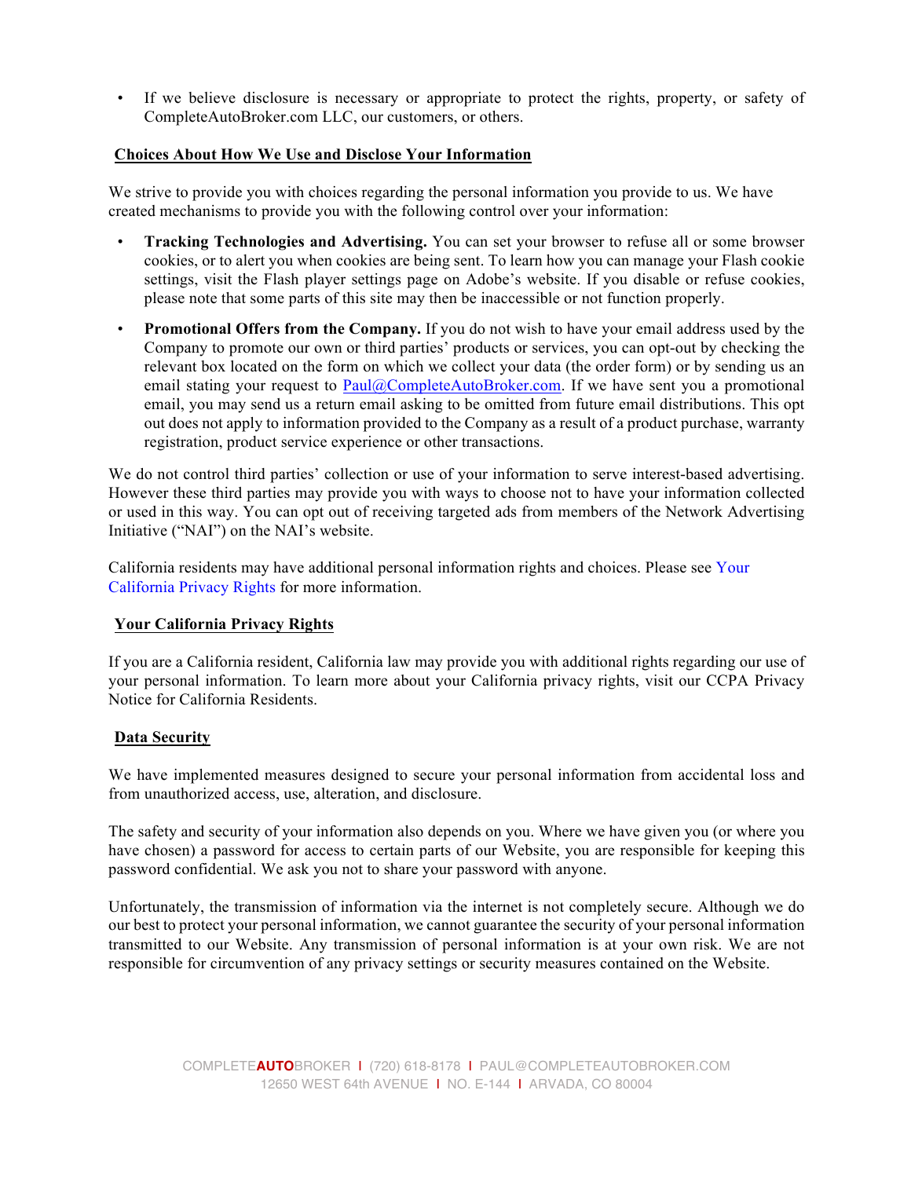- If we believe disclosure is necessary or appropriate to protect the rights, property, or safety of CompleteAutoBroker.com LLC, our customers, or others.

## Choices About How We Use and Disclose Your Information

We strive to provide you with choices regarding the personal information you provide to us. We have created mechanisms to provide you with the following control over your information:

- **Tracking Technologies and Advertising.** You can set your browser to refuse all or some browser cookies, or to alert you when cookies are being sent. To learn how you can manage your Flash cookie settings, visit the Flash player settings page on Adobe's website. If you disable or refuse cookies, please note that some parts of this site may then be inaccessible or not function properly.
- **Promotional Offers from the Company.** If you do not wish to have your email address used by the Company to promote our own or third parties' products or services, you can opt-out by checking the relevant box located on the form on which we collect your data (the order form) or by sending us an email stating your request to Paul@CompleteAutoBroker.com. If we have sent you a promotional email, you may send us a return email asking to be omitted from future email distributions. This opt out does not apply to information provided to the Company as a result of a product purchase, warranty registration, product service experience or other transactions.

We do not control third parties' collection or use of your information to serve interest-based advertising. However these third parties may provide you with ways to choose not to have your information collected or used in this way. You can opt out of receiving targeted ads from members of the Network Advertising Initiative ("NAI") on the NAI's website.

California residents may have additional personal information rights and choices. Please see Your California Privacy Rights for more information.

## Your California Privacy Rights

If you are a California resident, California law may provide you with additional rights regarding our use of your personal information. To learn more about your California privacy rights, visit our CCPA Privacy Notice for California Residents.

## Data Security

We have implemented measures designed to secure your personal information from accidental loss and from unauthorized access, use, alteration, and disclosure.

The safety and security of your information also depends on you. Where we have given you (or where you have chosen) a password for access to certain parts of our Website, you are responsible for keeping this password confidential. We ask you not to share your password with anyone.

Unfortunately, the transmission of information via the internet is not completely secure. Although we do our best to protect your personal information, we cannot guarantee the security of your personal information transmitted to our Website. Any transmission of personal information is at your own risk. We are not responsible for circumvention of any privacy settings or security measures contained on the Website.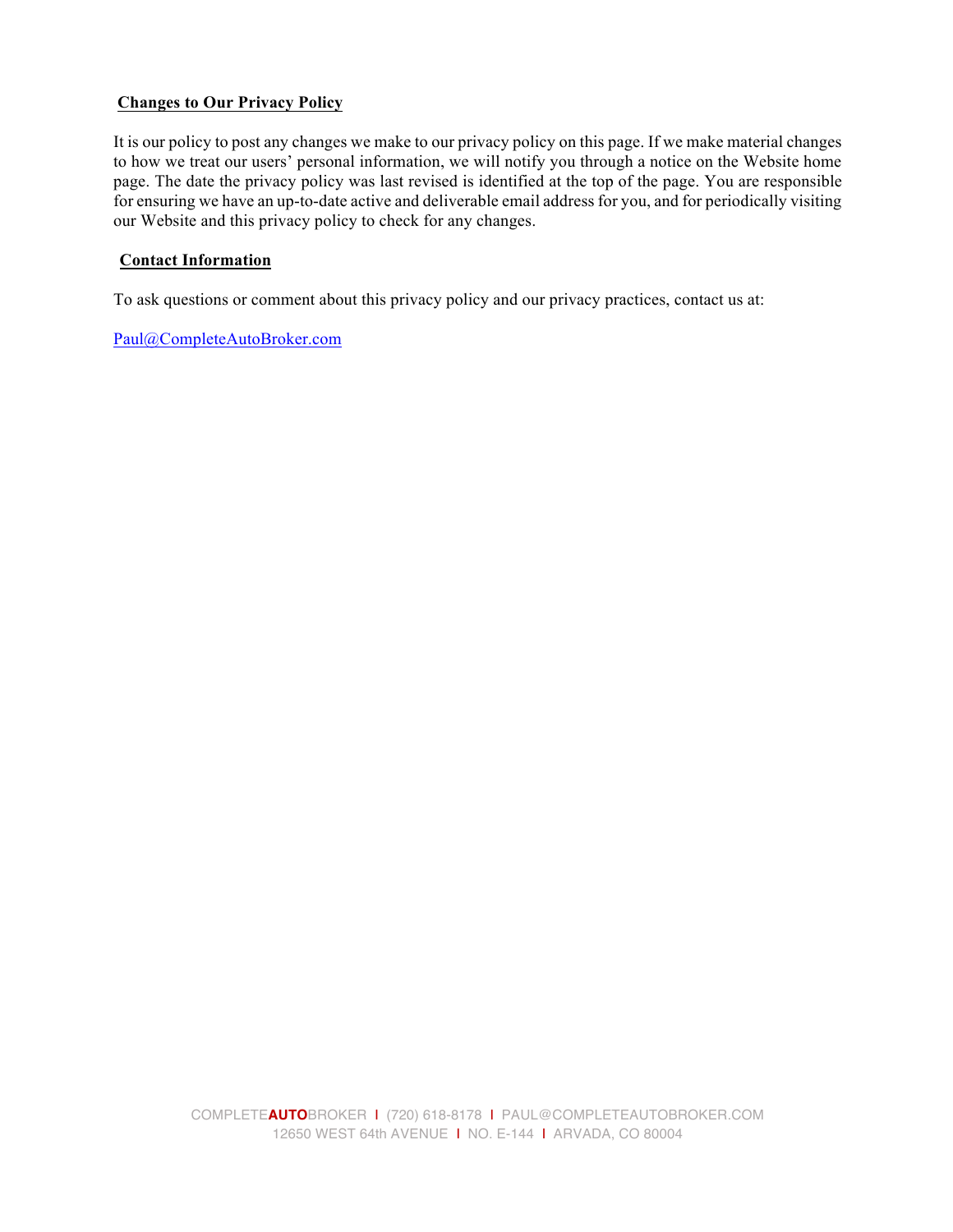## Changes to Our Privacy Policy

It is our policy to post any changes we make to our privacy policy on this page. If we make material changes to how we treat our users' personal information, we will notify you through a notice on the Website home page. The date the privacy policy was last revised is identified at the top of the page. You are responsible for ensuring we have an up-to-date active and deliverable email address for you, and for periodically visiting our Website and this privacy policy to check for any changes.

## Contact Information

To ask questions or comment about this privacy policy and our privacy practices, contact us at:

Paul@CompleteAutoBroker.com